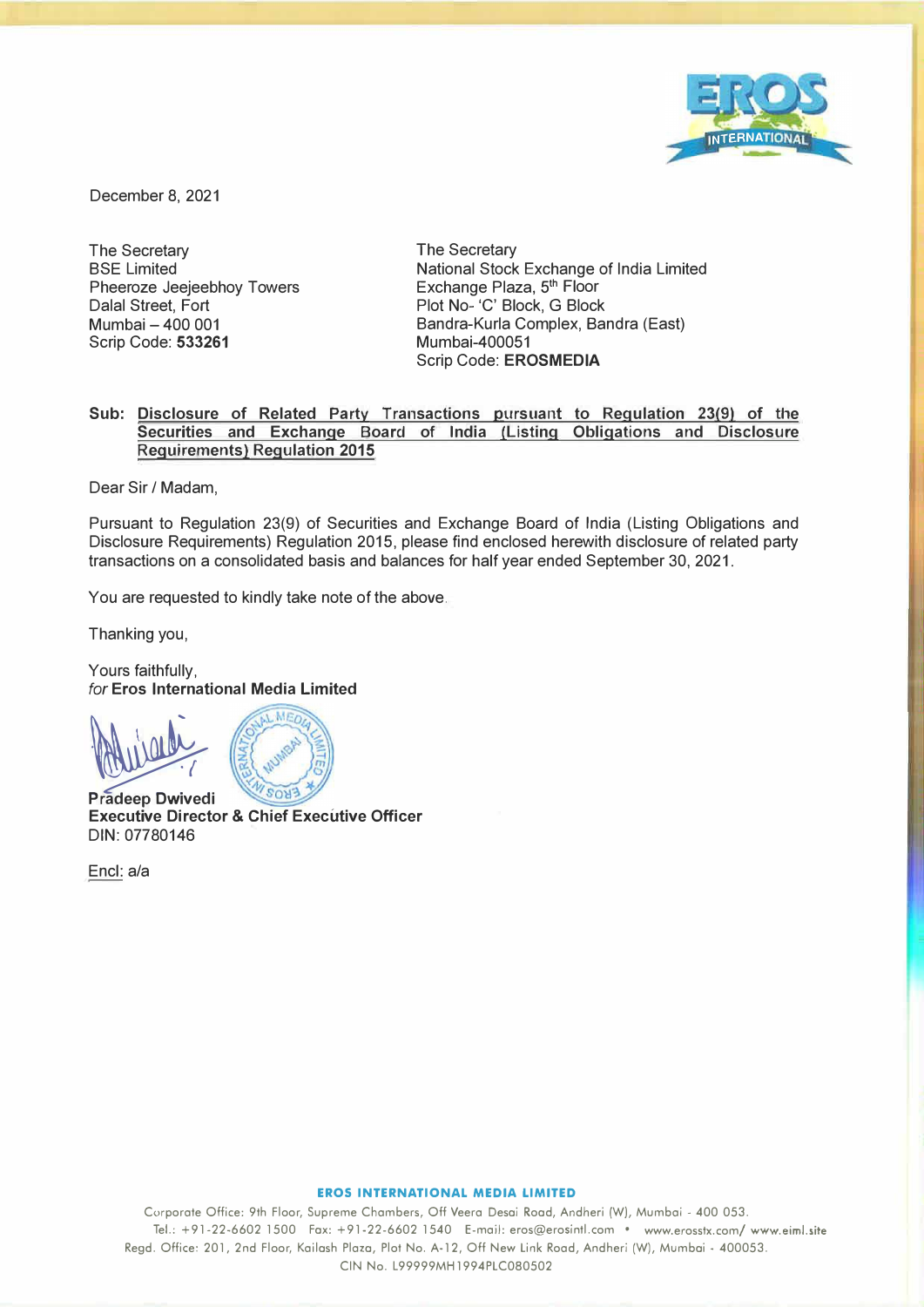December 8, 2021

The Secretary
BSE Limited
Pheeroze Jeejeebhoy Towers
Dalal Street, Fort
Mumbai – 400 001
Scrip Code: **533261**

The Secretary
National Stock Exchange of India Limited
Exchange Plaza, 5th Floor
Plot No- 'C' Block, G Block
Bandra-Kurla Complex, Bandra (East)
Mumbai-400051
Scrip Code: **EROSMEDIA**

**Sub: Disclosure of Related Party Transactions pursuant to Regulation 23(9) of the Securities and Exchange Board of India (Listing Obligations and Disclosure Requirements) Regulation 2015**

Dear Sir / Madam,

Pursuant to Regulation 23(9) of Securities and Exchange Board of India (Listing Obligations and Disclosure Requirements) Regulation 2015, please find enclosed herewith disclosure of related party transactions on a consolidated basis and balances for half year ended September 30, 2021.

You are requested to kindly take note of the above.

Thanking you,

Yours faithfully,
*for* **Eros International Media Limited**

**Pradeep Dwivedi**
**Executive Director & Chief Executive Officer**
DIN: 07780146

Encl: a/a

**EROS INTERNATIONAL MEDIA LIMITED**
Corporate Office: 9th Floor, Supreme Chambers, Off Veera Desai Road, Andheri (W), Mumbai - 400 053.
Tel.: +91-22-6602 1500 Fax: +91-22-6602 1540 E-mail: eros@erosintl.com • www.erosstx.com/ www.eiml.site
Regd. Office: 201, 2nd Floor, Kailash Plaza, Plot No. A-12, Off New Link Road, Andheri (W), Mumbai - 400053.
CIN No. L99999MH1994PLC080502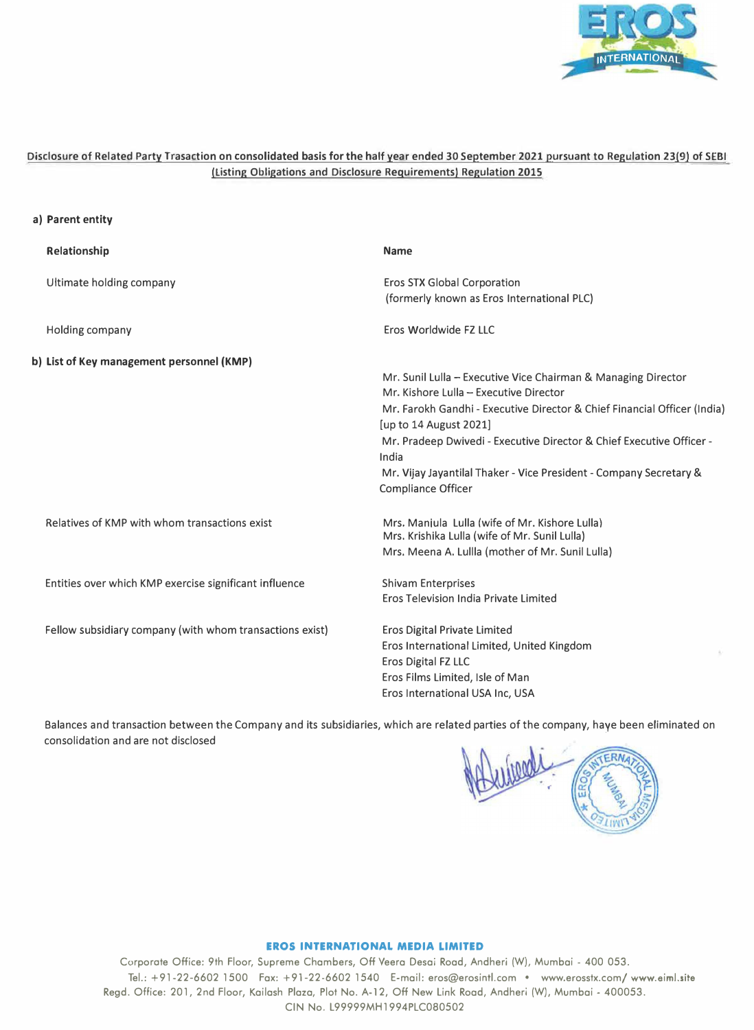**Disclosure of Related Party Trasaction on consolidated basis for the half year ended 30 September 2021 pursuant to Regulation 23(9) of SEBI (Listing Obligations and Disclosure Requirements) Regulation 2015**

**a) Parent entity**

| **Relationship** | **Name** |
|---|---|
| Ultimate holding company | Eros STX Global Corporation (formerly known as Eros International PLC) |
| Holding company | Eros Worldwide FZ LLC |

**b) List of Key management personnel (KMP)**

| | |
|---|---|
| | Mr. Sunil Lulla – Executive Vice Chairman & Managing Director<br>Mr. Kishore Lulla – Executive Director<br>Mr. Farokh Gandhi - Executive Director & Chief Financial Officer (India) [up to 14 August 2021]<br>Mr. Pradeep Dwivedi - Executive Director & Chief Executive Officer - India<br>Mr. Vijay Jayantilal Thaker - Vice President - Company Secretary & Compliance Officer |
| Relatives of KMP with whom transactions exist | Mrs. Manjula Lulla (wife of Mr. Kishore Lulla)<br>Mrs. Krishika Lulla (wife of Mr. Sunil Lulla)<br>Mrs. Meena A. Lullla (mother of Mr. Sunil Lulla) |
| Entities over which KMP exercise significant influence | Shivam Enterprises<br>Eros Television India Private Limited |
| Fellow subsidiary company (with whom transactions exist) | Eros Digital Private Limited<br>Eros International Limited, United Kingdom<br>Eros Digital FZ LLC<br>Eros Films Limited, Isle of Man<br>Eros International USA Inc, USA |

Balances and transaction between the Company and its subsidiaries, which are related parties of the company, have been eliminated on consolidation and are not disclosed

**EROS INTERNATIONAL MEDIA LIMITED**

Corporate Office: 9th Floor, Supreme Chambers, Off Veera Desai Road, Andheri (W), Mumbai - 400 053.
Tel.: +91-22-6602 1500 Fax: +91-22-6602 1540 E-mail: eros@erosintl.com • www.erosstx.com/ www.eiml.site
Regd. Office: 201, 2nd Floor, Kailash Plaza, Plot No. A-12, Off New Link Road, Andheri (W), Mumbai - 400053.
CIN No. L99999MH1994PLC080502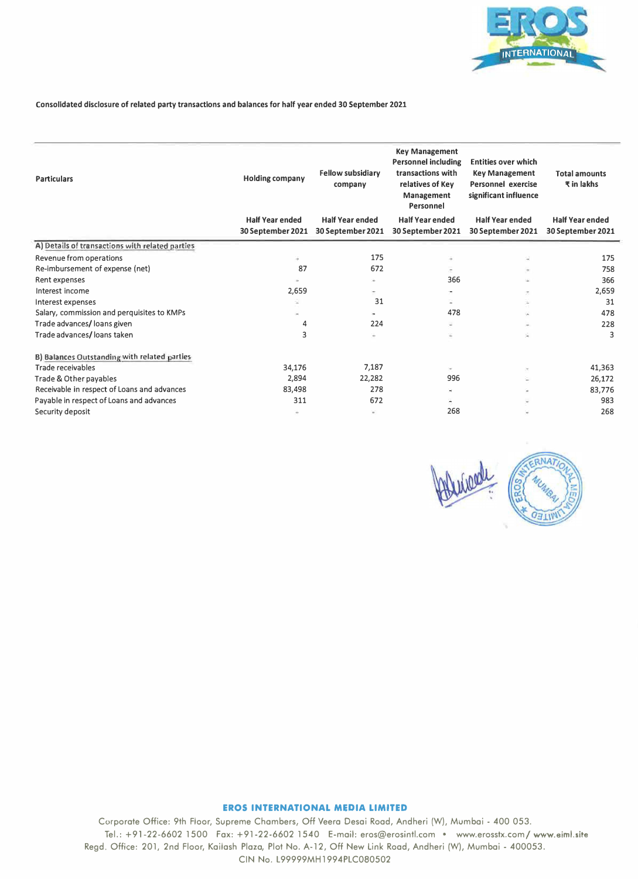**Consolidated disclosure of related party transactions and balances for half year ended 30 September 2021**

| Particulars | Holding company | Fellow subsidiary company | Key Management Personnel including transactions with relatives of Key Management Personnel | Entities over which Key Management Personnel exercise significant influence | Total amounts ₹ in lakhs |
|---|---|---|---|---|---|
| | Half Year ended 30 September 2021 | Half Year ended 30 September 2021 | Half Year ended 30 September 2021 | Half Year ended 30 September 2021 | Half Year ended 30 September 2021 |
| **A) Details of transactions with related parties** | | | | | |
| Revenue from operations | - | 175 | - | - | 175 |
| Re-imbursement of expense (net) | 87 | 672 | - | - | 758 |
| Rent expenses | - | - | 366 | - | 366 |
| Interest income | 2,659 | - | - | - | 2,659 |
| Interest expenses | - | 31 | - | - | 31 |
| Salary, commission and perquisites to KMPs | - | - | 478 | - | 478 |
| Trade advances/ loans given | 4 | 224 | - | - | 228 |
| Trade advances/ loans taken | 3 | - | - | - | 3 |
| **B) Balances Outstanding with related parties** | | | | | |
| Trade receivables | 34,176 | 7,187 | - | - | 41,363 |
| Trade & Other payables | 2,894 | 22,282 | 996 | - | 26,172 |
| Receivable in respect of Loans and advances | 83,498 | 278 | - | - | 83,776 |
| Payable in respect of Loans and advances | 311 | 672 | - | - | 983 |
| Security deposit | - | - | 268 | - | 268 |

**EROS INTERNATIONAL MEDIA LIMITED**

Corporate Office: 9th Floor, Supreme Chambers, Off Veera Desai Road, Andheri (W), Mumbai - 400 053.
Tel.: +91-22-6602 1500 Fax: +91-22-6602 1540 E-mail: eros@erosintl.com • www.erosstx.com/ www.eiml.site
Regd. Office: 201, 2nd Floor, Kailash Plaza, Plot No. A-12, Off New Link Road, Andheri (W), Mumbai - 400053.
CIN No. L99999MH1994PLC080502